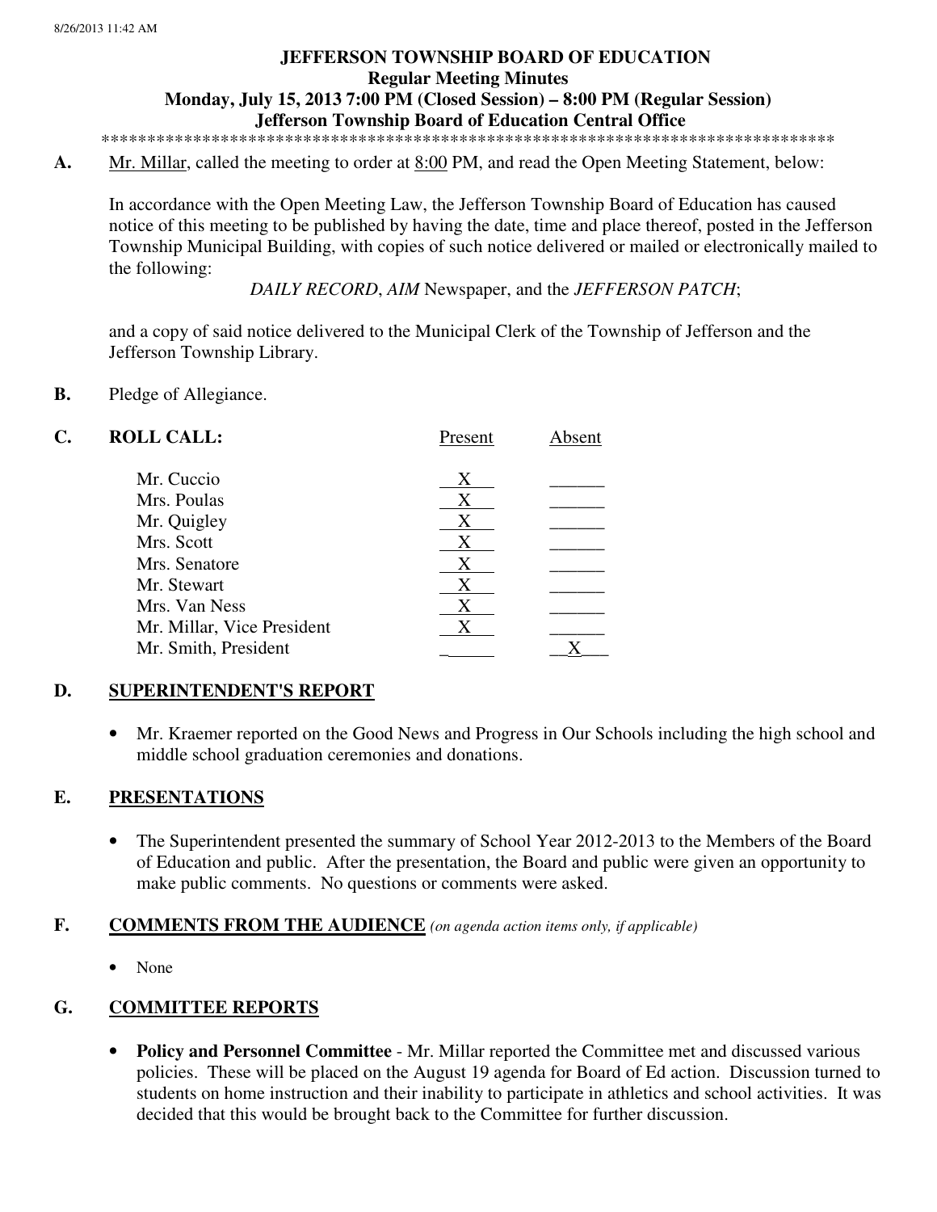8/26/2013 11:42 AM

# JEFFERSON TOWNSHIP BOARD OF EDUCATION
## Regular Meeting Minutes
### Monday, July 15, 2013 7:00 PM (Closed Session) – 8:00 PM (Regular Session)
### Jefferson Township Board of Education Central Office

*********************************************************************************

**A.** Mr. Millar, called the meeting to order at 8:00 PM, and read the Open Meeting Statement, below:

In accordance with the Open Meeting Law, the Jefferson Township Board of Education has caused notice of this meeting to be published by having the date, time and place thereof, posted in the Jefferson Township Municipal Building, with copies of such notice delivered or mailed or electronically mailed to the following:

*DAILY RECORD*, *AIM* Newspaper, and the *JEFFERSON PATCH*;

and a copy of said notice delivered to the Municipal Clerk of the Township of Jefferson and the Jefferson Township Library.

**B.** Pledge of Allegiance.

**C. ROLL CALL:**

| | Present | Absent |
|---|---|---|
| Mr. Cuccio | X | |
| Mrs. Poulas | X | |
| Mr. Quigley | X | |
| Mrs. Scott | X | |
| Mrs. Senatore | X | |
| Mr. Stewart | X | |
| Mrs. Van Ness | X | |
| Mr. Millar, Vice President | X | |
| Mr. Smith, President | | X |

**D. SUPERINTENDENT'S REPORT**

- Mr. Kraemer reported on the Good News and Progress in Our Schools including the high school and middle school graduation ceremonies and donations.

**E. PRESENTATIONS**

- The Superintendent presented the summary of School Year 2012-2013 to the Members of the Board of Education and public. After the presentation, the Board and public were given an opportunity to make public comments. No questions or comments were asked.

**F. COMMENTS FROM THE AUDIENCE** *(on agenda action items only, if applicable)*

- None

**G. COMMITTEE REPORTS**

- **Policy and Personnel Committee** - Mr. Millar reported the Committee met and discussed various policies. These will be placed on the August 19 agenda for Board of Ed action. Discussion turned to students on home instruction and their inability to participate in athletics and school activities. It was decided that this would be brought back to the Committee for further discussion.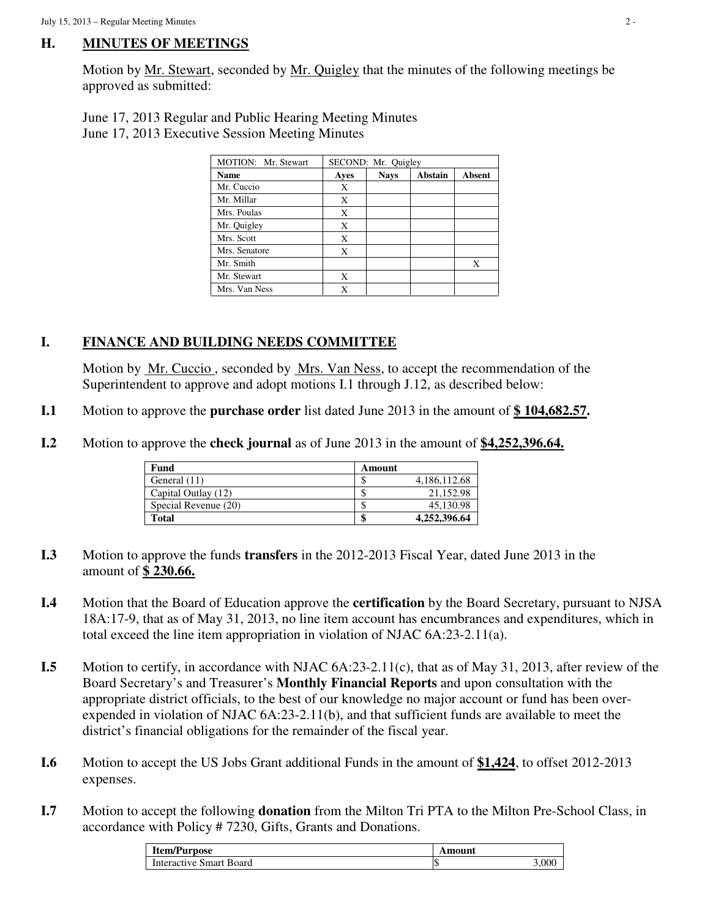## H. MINUTES OF MEETINGS

Motion by Mr. Stewart, seconded by Mr. Quigley that the minutes of the following meetings be approved as submitted:

June 17, 2013 Regular and Public Hearing Meeting Minutes
June 17, 2013 Executive Session Meeting Minutes

| MOTION: Mr. Stewart | SECOND: Mr. Quigley | | | |
|---|---|---|---|---|
| **Name** | **Ayes** | **Nays** | **Abstain** | **Absent** |
| Mr. Cuccio | X | | | |
| Mr. Millar | X | | | |
| Mrs. Poulas | X | | | |
| Mr. Quigley | X | | | |
| Mrs. Scott | X | | | |
| Mrs. Senatore | X | | | |
| Mr. Smith | | | | X |
| Mr. Stewart | X | | | |
| Mrs. Van Ness | X | | | |

## I. FINANCE AND BUILDING NEEDS COMMITTEE

Motion by Mr. Cuccio, seconded by Mrs. Van Ness, to accept the recommendation of the Superintendent to approve and adopt motions I.1 through J.12, as described below:

**I.1** Motion to approve the **purchase order** list dated June 2013 in the amount of **$ 104,682.57.**

**I.2** Motion to approve the **check journal** as of June 2013 in the amount of **$4,252,396.64.**

| Fund | Amount |
|---|---|
| General (11) | $ 4,186,112.68 |
| Capital Outlay (12) | $ 21,152.98 |
| Special Revenue (20) | $ 45,130.98 |
| **Total** | **$ 4,252,396.64** |

**I.3** Motion to approve the funds **transfers** in the 2012-2013 Fiscal Year, dated June 2013 in the amount of **$ 230.66.**

**I.4** Motion that the Board of Education approve the **certification** by the Board Secretary, pursuant to NJSA 18A:17-9, that as of May 31, 2013, no line item account has encumbrances and expenditures, which in total exceed the line item appropriation in violation of NJAC 6A:23-2.11(a).

**I.5** Motion to certify, in accordance with NJAC 6A:23-2.11(c), that as of May 31, 2013, after review of the Board Secretary's and Treasurer's **Monthly Financial Reports** and upon consultation with the appropriate district officials, to the best of our knowledge no major account or fund has been over-expended in violation of NJAC 6A:23-2.11(b), and that sufficient funds are available to meet the district's financial obligations for the remainder of the fiscal year.

**I.6** Motion to accept the US Jobs Grant additional Funds in the amount of **$1,424**, to offset 2012-2013 expenses.

**I.7** Motion to accept the following **donation** from the Milton Tri PTA to the Milton Pre-School Class, in accordance with Policy # 7230, Gifts, Grants and Donations.

| Item/Purpose | Amount |
|---|---|
| Interactive Smart Board | $ 3,000 |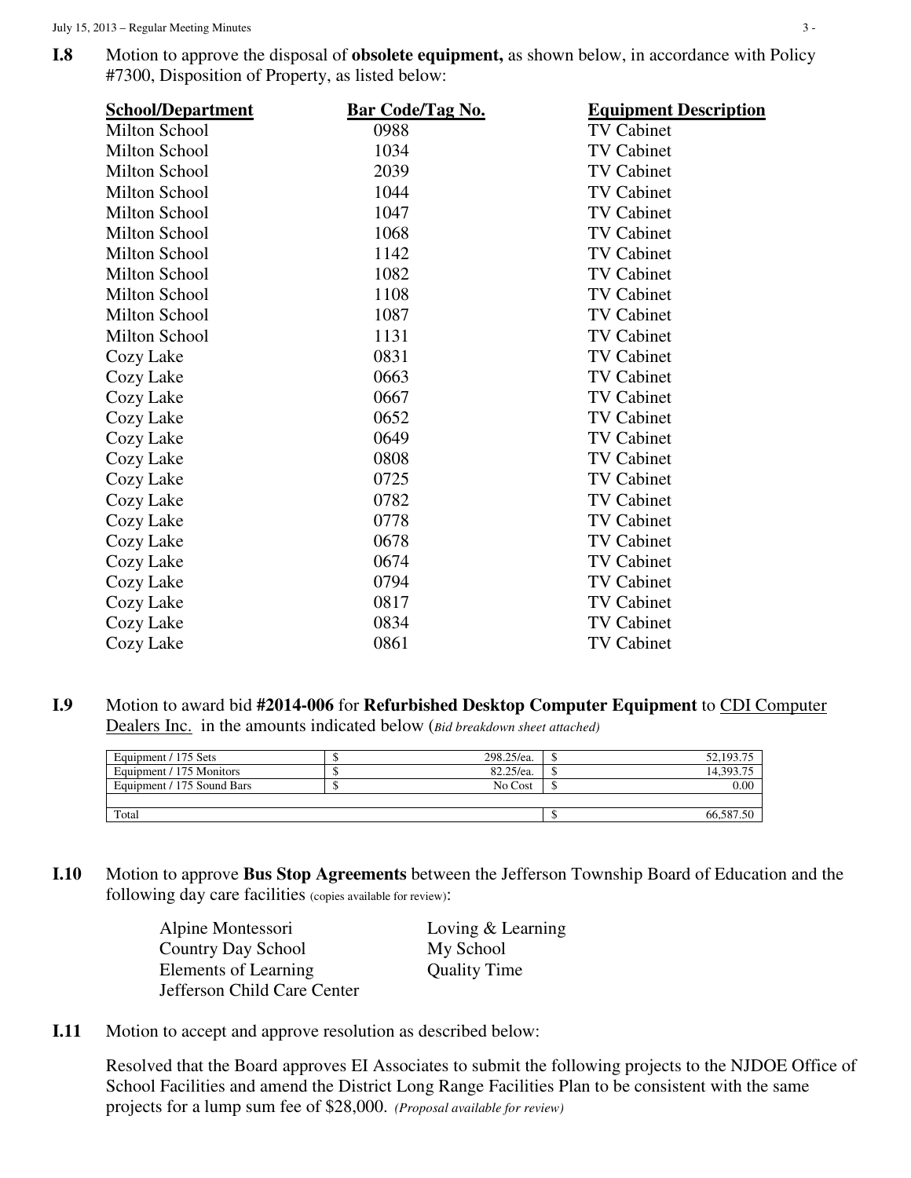**I.8** Motion to approve the disposal of **obsolete equipment,** as shown below, in accordance with Policy #7300, Disposition of Property, as listed below:

| School/Department | Bar Code/Tag No. | Equipment Description |
|---|---|---|
| Milton School | 0988 | TV Cabinet |
| Milton School | 1034 | TV Cabinet |
| Milton School | 2039 | TV Cabinet |
| Milton School | 1044 | TV Cabinet |
| Milton School | 1047 | TV Cabinet |
| Milton School | 1068 | TV Cabinet |
| Milton School | 1142 | TV Cabinet |
| Milton School | 1082 | TV Cabinet |
| Milton School | 1108 | TV Cabinet |
| Milton School | 1087 | TV Cabinet |
| Milton School | 1131 | TV Cabinet |
| Cozy Lake | 0831 | TV Cabinet |
| Cozy Lake | 0663 | TV Cabinet |
| Cozy Lake | 0667 | TV Cabinet |
| Cozy Lake | 0652 | TV Cabinet |
| Cozy Lake | 0649 | TV Cabinet |
| Cozy Lake | 0808 | TV Cabinet |
| Cozy Lake | 0725 | TV Cabinet |
| Cozy Lake | 0782 | TV Cabinet |
| Cozy Lake | 0778 | TV Cabinet |
| Cozy Lake | 0678 | TV Cabinet |
| Cozy Lake | 0674 | TV Cabinet |
| Cozy Lake | 0794 | TV Cabinet |
| Cozy Lake | 0817 | TV Cabinet |
| Cozy Lake | 0834 | TV Cabinet |
| Cozy Lake | 0861 | TV Cabinet |

**I.9** Motion to award bid **#2014-006** for **Refurbished Desktop Computer Equipment** to CDI Computer Dealers Inc. in the amounts indicated below (*Bid breakdown sheet attached)*

| Item | | Unit Price | | Amount |
|---|---|---|---|---|
| Equipment / 175 Sets | $ | 298.25/ea. | $ | 52,193.75 |
| Equipment / 175 Monitors | $ | 82.25/ea. | $ | 14,393.75 |
| Equipment / 175 Sound Bars | $ | No Cost | $ | 0.00 |
| | | | | |
| Total | | | $ | 66,587.50 |

**I.10** Motion to approve **Bus Stop Agreements** between the Jefferson Township Board of Education and the following day care facilities (copies available for review):

- Alpine Montessori
- Country Day School
- Elements of Learning
- Jefferson Child Care Center
- Loving & Learning
- My School
- Quality Time

**I.11** Motion to accept and approve resolution as described below:

Resolved that the Board approves EI Associates to submit the following projects to the NJDOE Office of School Facilities and amend the District Long Range Facilities Plan to be consistent with the same projects for a lump sum fee of $28,000. *(Proposal available for review)*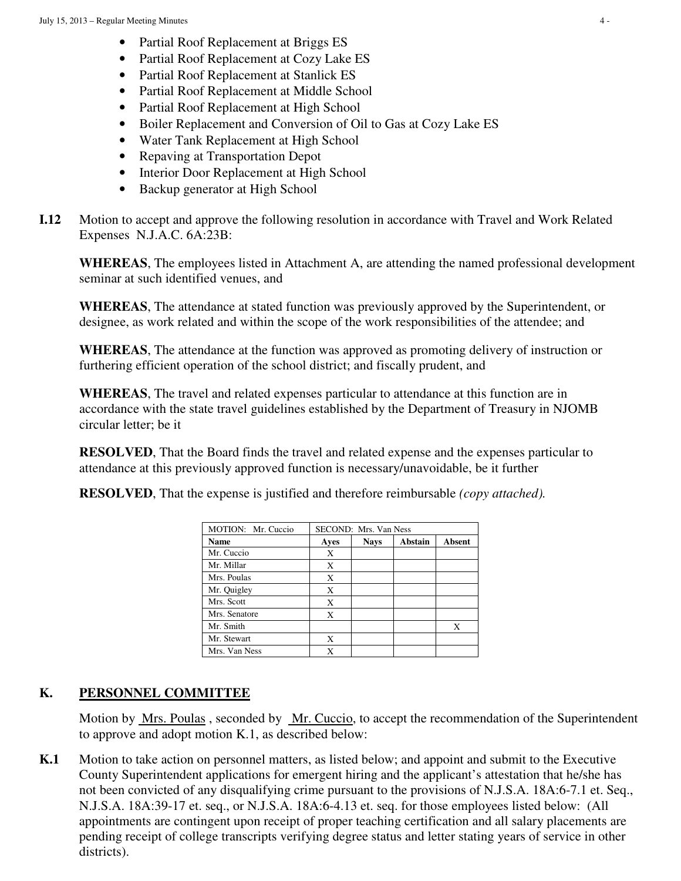- Partial Roof Replacement at Briggs ES
- Partial Roof Replacement at Cozy Lake ES
- Partial Roof Replacement at Stanlick ES
- Partial Roof Replacement at Middle School
- Partial Roof Replacement at High School
- Boiler Replacement and Conversion of Oil to Gas at Cozy Lake ES
- Water Tank Replacement at High School
- Repaving at Transportation Depot
- Interior Door Replacement at High School
- Backup generator at High School

**I.12** Motion to accept and approve the following resolution in accordance with Travel and Work Related Expenses N.J.A.C. 6A:23B:

**WHEREAS**, The employees listed in Attachment A, are attending the named professional development seminar at such identified venues, and

**WHEREAS**, The attendance at stated function was previously approved by the Superintendent, or designee, as work related and within the scope of the work responsibilities of the attendee; and

**WHEREAS**, The attendance at the function was approved as promoting delivery of instruction or furthering efficient operation of the school district; and fiscally prudent, and

**WHEREAS**, The travel and related expenses particular to attendance at this function are in accordance with the state travel guidelines established by the Department of Treasury in NJOMB circular letter; be it

**RESOLVED**, That the Board finds the travel and related expense and the expenses particular to attendance at this previously approved function is necessary/unavoidable, be it further

**RESOLVED**, That the expense is justified and therefore reimbursable *(copy attached).*

| MOTION: Mr. Cuccio | SECOND: Mrs. Van Ness | | | |
|---|---|---|---|---|
| **Name** | **Ayes** | **Nays** | **Abstain** | **Absent** |
| Mr. Cuccio | X | | | |
| Mr. Millar | X | | | |
| Mrs. Poulas | X | | | |
| Mr. Quigley | X | | | |
| Mrs. Scott | X | | | |
| Mrs. Senatore | X | | | |
| Mr. Smith | | | | X |
| Mr. Stewart | X | | | |
| Mrs. Van Ness | X | | | |

## K. PERSONNEL COMMITTEE

Motion by Mrs. Poulas, seconded by Mr. Cuccio, to accept the recommendation of the Superintendent to approve and adopt motion K.1, as described below:

**K.1** Motion to take action on personnel matters, as listed below; and appoint and submit to the Executive County Superintendent applications for emergent hiring and the applicant's attestation that he/she has not been convicted of any disqualifying crime pursuant to the provisions of N.J.S.A. 18A:6-7.1 et. Seq., N.J.S.A. 18A:39-17 et. seq., or N.J.S.A. 18A:6-4.13 et. seq. for those employees listed below: (All appointments are contingent upon receipt of proper teaching certification and all salary placements are pending receipt of college transcripts verifying degree status and letter stating years of service in other districts).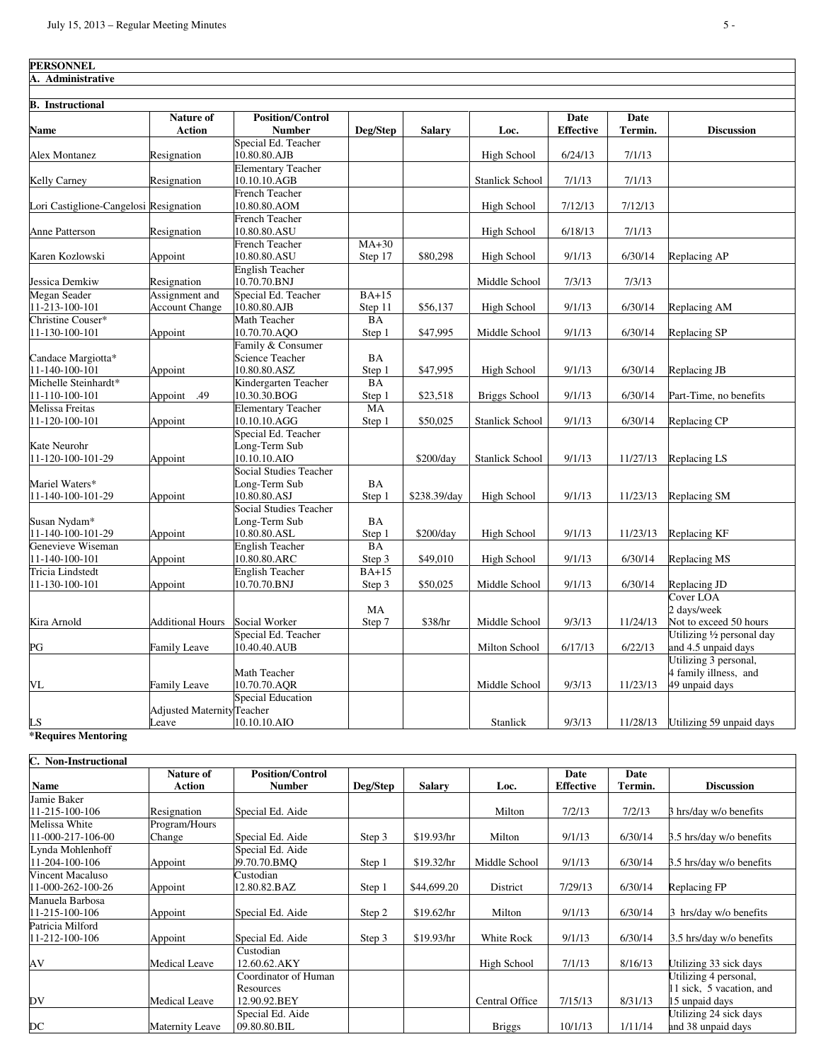## PERSONNEL

### A. Administrative

### B. Instructional

| Name | Nature of Action | Position/Control Number | Deg/Step | Salary | Loc. | Date Effective | Date Termin. | Discussion |
|---|---|---|---|---|---|---|---|---|
| Alex Montanez | Resignation | Special Ed. Teacher 10.80.80.AJB | | | High School | 6/24/13 | 7/1/13 | |
| Kelly Carney | Resignation | Elementary Teacher 10.10.10.AGB | | | Stanlick School | 7/1/13 | 7/1/13 | |
| Lori Castiglione-Cangelosi | Resignation | French Teacher 10.80.80.AOM | | | High School | 7/12/13 | 7/12/13 | |
| Anne Patterson | Resignation | French Teacher 10.80.80.ASU | | | High School | 6/18/13 | 7/1/13 | |
| Karen Kozlowski | Appoint | French Teacher 10.80.80.ASU | MA+30 Step 17 | $80,298 | High School | 9/1/13 | 6/30/14 | Replacing AP |
| Jessica Demkiw | Resignation | English Teacher 10.70.70.BNJ | | | Middle School | 7/3/13 | 7/3/13 | |
| Megan Seader 11-213-100-101 | Assignment and Account Change | Special Ed. Teacher 10.80.80.AJB | BA+15 Step 11 | $56,137 | High School | 9/1/13 | 6/30/14 | Replacing AM |
| Christine Couser* 11-130-100-101 | Appoint | Math Teacher 10.70.70.AQO | BA Step 1 | $47,995 | Middle School | 9/1/13 | 6/30/14 | Replacing SP |
| Candace Margiotta* 11-140-100-101 | Appoint | Family & Consumer Science Teacher 10.80.80.ASZ | BA Step 1 | $47,995 | High School | 9/1/13 | 6/30/14 | Replacing JB |
| Michelle Steinhardt* 11-110-100-101 | Appoint .49 | Kindergarten Teacher 10.30.30.BOG | BA Step 1 | $23,518 | Briggs School | 9/1/13 | 6/30/14 | Part-Time, no benefits |
| Melissa Freitas 11-120-100-101 | Appoint | Elementary Teacher 10.10.10.AGG | MA Step 1 | $50,025 | Stanlick School | 9/1/13 | 6/30/14 | Replacing CP |
| Kate Neurohr 11-120-100-101-29 | Appoint | Special Ed. Teacher Long-Term Sub 10.10.10.AIO | | $200/day | Stanlick School | 9/1/13 | 11/27/13 | Replacing LS |
| Mariel Waters* 11-140-100-101-29 | Appoint | Social Studies Teacher Long-Term Sub 10.80.80.ASJ | BA Step 1 | $238.39/day | High School | 9/1/13 | 11/23/13 | Replacing SM |
| Susan Nydam* 11-140-100-101-29 | Appoint | Social Studies Teacher Long-Term Sub 10.80.80.ASL | BA Step 1 | $200/day | High School | 9/1/13 | 11/23/13 | Replacing KF |
| Genevieve Wiseman 11-140-100-101 | Appoint | English Teacher 10.80.80.ARC | BA Step 3 | $49,010 | High School | 9/1/13 | 6/30/14 | Replacing MS |
| Tricia Lindstedt 11-130-100-101 | Appoint | English Teacher 10.70.70.BNJ | BA+15 Step 3 | $50,025 | Middle School | 9/1/13 | 6/30/14 | Replacing JD |
| Kira Arnold | Additional Hours | Social Worker | MA Step 7 | $38/hr | Middle School | 9/3/13 | 11/24/13 | Cover LOA 2 days/week Not to exceed 50 hours |
| PG | Family Leave | Special Ed. Teacher 10.40.40.AUB | | | Milton School | 6/17/13 | 6/22/13 | Utilizing ½ personal day and 4.5 unpaid days |
| VL | Family Leave | Math Teacher 10.70.70.AQR | | | Middle School | 9/3/13 | 11/23/13 | Utilizing 3 personal, 4 family illness, and 49 unpaid days |
| LS | Adjusted Maternity Leave | Special Education Teacher 10.10.10.AIO | | | Stanlick | 9/3/13 | 11/28/13 | Utilizing 59 unpaid days |

**\*Requires Mentoring**

### C. Non-Instructional

| Name | Nature of Action | Position/Control Number | Deg/Step | Salary | Loc. | Date Effective | Date Termin. | Discussion |
|---|---|---|---|---|---|---|---|---|
| Jamie Baker 11-215-100-106 | Resignation | Special Ed. Aide | | | Milton | 7/2/13 | 7/2/13 | 3 hrs/day w/o benefits |
| Melissa White 11-000-217-106-00 | Program/Hours Change | Special Ed. Aide | Step 3 | $19.93/hr | Milton | 9/1/13 | 6/30/14 | 3.5 hrs/day w/o benefits |
| Lynda Mohlenhoff 11-204-100-106 | Appoint | Special Ed. Aide 09.70.70.BMQ | Step 1 | $19.32/hr | Middle School | 9/1/13 | 6/30/14 | 3.5 hrs/day w/o benefits |
| Vincent Macaluso 11-000-262-100-26 | Appoint | Custodian 12.80.82.BAZ | Step 1 | $44,699.20 | District | 7/29/13 | 6/30/14 | Replacing FP |
| Manuela Barbosa 11-215-100-106 | Appoint | Special Ed. Aide | Step 2 | $19.62/hr | Milton | 9/1/13 | 6/30/14 | 3 hrs/day w/o benefits |
| Patricia Milford 11-212-100-106 | Appoint | Special Ed. Aide | Step 3 | $19.93/hr | White Rock | 9/1/13 | 6/30/14 | 3.5 hrs/day w/o benefits |
| AV | Medical Leave | Custodian 12.60.62.AKY | | | High School | 7/1/13 | 8/16/13 | Utilizing 33 sick days |
| DV | Medical Leave | Coordinator of Human Resources 12.90.92.BEY | | | Central Office | 7/15/13 | 8/31/13 | Utilizing 4 personal, 11 sick, 5 vacation, and 15 unpaid days |
| DC | Maternity Leave | Special Ed. Aide 09.80.80.BIL | | | Briggs | 10/1/13 | 1/11/14 | Utilizing 24 sick days and 38 unpaid days |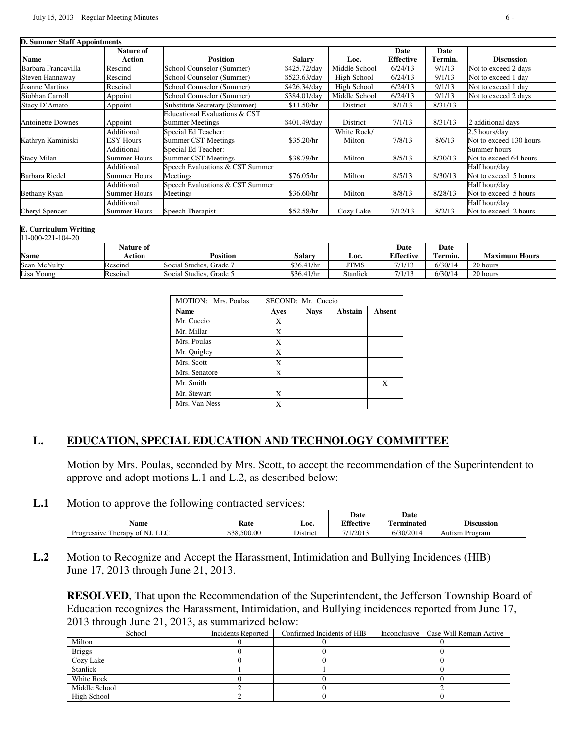**D. Summer Staff Appointments**

| Name | Nature of Action | Position | Salary | Loc. | Date Effective | Date Termin. | Discussion |
|---|---|---|---|---|---|---|---|
| Barbara Francavilla | Rescind | School Counselor (Summer) | $425.72/day | Middle School | 6/24/13 | 9/1/13 | Not to exceed 2 days |
| Steven Hannaway | Rescind | School Counselor (Summer) | $523.63/day | High School | 6/24/13 | 9/1/13 | Not to exceed 1 day |
| Joanne Martino | Rescind | School Counselor (Summer) | $426.34/day | High School | 6/24/13 | 9/1/13 | Not to exceed 1 day |
| Siobhan Carroll | Appoint | School Counselor (Summer) | $384.01/day | Middle School | 6/24/13 | 9/1/13 | Not to exceed 2 days |
| Stacy D'Amato | Appoint | Substitute Secretary (Summer) | $11.50/hr | District | 8/1/13 | 8/31/13 | |
| Antoinette Downes | Appoint | Educational Evaluations & CST Summer Meetings | $401.49/day | District | 7/1/13 | 8/31/13 | 2 additional days |
| Kathryn Kaminiski | Additional ESY Hours | Special Ed Teacher: Summer CST Meetings | $35.20/hr | White Rock/ Milton | 7/8/13 | 8/6/13 | 2.5 hours/day Not to exceed 130 hours |
| Stacy Milan | Additional Summer Hours | Special Ed Teacher: Summer CST Meetings | $38.79/hr | Milton | 8/5/13 | 8/30/13 | Summer hours Not to exceed 64 hours |
| Barbara Riedel | Additional Summer Hours | Speech Evaluations & CST Summer Meetings | $76.05/hr | Milton | 8/5/13 | 8/30/13 | Half hour/day Not to exceed 5 hours |
| Bethany Ryan | Additional Summer Hours | Speech Evaluations & CST Summer Meetings | $36.60/hr | Milton | 8/8/13 | 8/28/13 | Half hour/day Not to exceed 5 hours |
| Cheryl Spencer | Additional Summer Hours | Speech Therapist | $52.58/hr | Cozy Lake | 7/12/13 | 8/2/13 | Half hour/day Not to exceed 2 hours |

**E. Curriculum Writing**
11-000-221-104-20

| Name | Nature of Action | Position | Salary | Loc. | Date Effective | Date Termin. | Maximum Hours |
|---|---|---|---|---|---|---|---|
| Sean McNulty | Rescind | Social Studies, Grade 7 | $36.41/hr | JTMS | 7/1/13 | 6/30/14 | 20 hours |
| Lisa Young | Rescind | Social Studies, Grade 5 | $36.41/hr | Stanlick | 7/1/13 | 6/30/14 | 20 hours |

| MOTION: Mrs. Poulas | SECOND: Mr. Cuccio | | | |
|---|---|---|---|---|
| **Name** | **Ayes** | **Nays** | **Abstain** | **Absent** |
| Mr. Cuccio | X | | | |
| Mr. Millar | X | | | |
| Mrs. Poulas | X | | | |
| Mr. Quigley | X | | | |
| Mrs. Scott | X | | | |
| Mrs. Senatore | X | | | |
| Mr. Smith | | | | X |
| Mr. Stewart | X | | | |
| Mrs. Van Ness | X | | | |

## L. EDUCATION, SPECIAL EDUCATION AND TECHNOLOGY COMMITTEE

Motion by Mrs. Poulas, seconded by Mrs. Scott, to accept the recommendation of the Superintendent to approve and adopt motions L.1 and L.2, as described below:

**L.1** Motion to approve the following contracted services:

| Name | Rate | Loc. | Date Effective | Date Terminated | Discussion |
|---|---|---|---|---|---|
| Progressive Therapy of NJ, LLC | $38,500.00 | District | 7/1/2013 | 6/30/2014 | Autism Program |

**L.2** Motion to Recognize and Accept the Harassment, Intimidation and Bullying Incidences (HIB) June 17, 2013 through June 21, 2013.

**RESOLVED**, That upon the Recommendation of the Superintendent, the Jefferson Township Board of Education recognizes the Harassment, Intimidation, and Bullying incidences reported from June 17, 2013 through June 21, 2013, as summarized below:

| School | Incidents Reported | Confirmed Incidents of HIB | Inconclusive – Case Will Remain Active |
|---|---|---|---|
| Milton | 0 | 0 | 0 |
| Briggs | 0 | 0 | 0 |
| Cozy Lake | 0 | 0 | 0 |
| Stanlick | 1 | 1 | 0 |
| White Rock | 0 | 0 | 0 |
| Middle School | 2 | 0 | 2 |
| High School | 2 | 0 | 0 |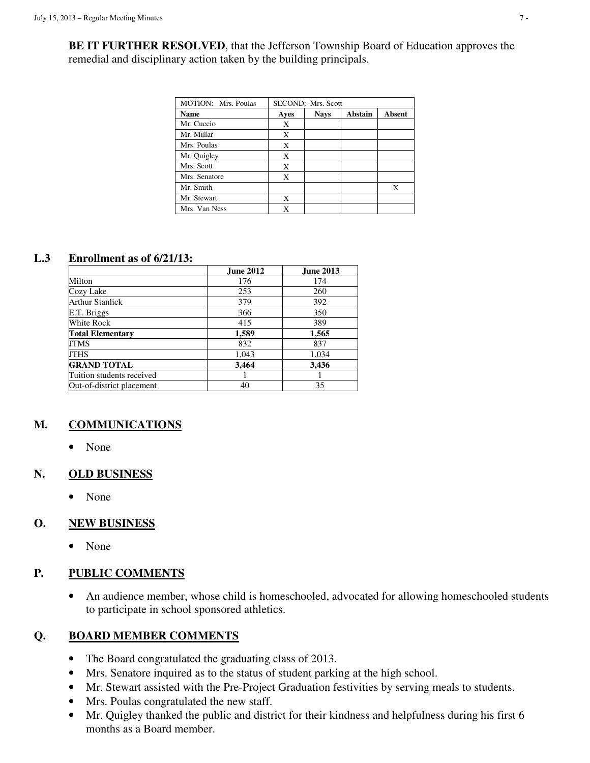**BE IT FURTHER RESOLVED**, that the Jefferson Township Board of Education approves the remedial and disciplinary action taken by the building principals.

| MOTION: Mrs. Poulas | SECOND: Mrs. Scott | | | |
|---|---|---|---|---|
| **Name** | **Ayes** | **Nays** | **Abstain** | **Absent** |
| Mr. Cuccio | X | | | |
| Mr. Millar | X | | | |
| Mrs. Poulas | X | | | |
| Mr. Quigley | X | | | |
| Mrs. Scott | X | | | |
| Mrs. Senatore | X | | | |
| Mr. Smith | | | | X |
| Mr. Stewart | X | | | |
| Mrs. Van Ness | X | | | |

### L.3 Enrollment as of 6/21/13:

| | **June 2012** | **June 2013** |
|---|---|---|
| Milton | 176 | 174 |
| Cozy Lake | 253 | 260 |
| Arthur Stanlick | 379 | 392 |
| E.T. Briggs | 366 | 350 |
| White Rock | 415 | 389 |
| **Total Elementary** | **1,589** | **1,565** |
| JTMS | 832 | 837 |
| JTHS | 1,043 | 1,034 |
| **GRAND TOTAL** | **3,464** | **3,436** |
| Tuition students received | 1 | 1 |
| Out-of-district placement | 40 | 35 |

## M. COMMUNICATIONS

- None

## N. OLD BUSINESS

- None

## O. NEW BUSINESS

- None

## P. PUBLIC COMMENTS

- An audience member, whose child is homeschooled, advocated for allowing homeschooled students to participate in school sponsored athletics.

## Q. BOARD MEMBER COMMENTS

- The Board congratulated the graduating class of 2013.
- Mrs. Senatore inquired as to the status of student parking at the high school.
- Mr. Stewart assisted with the Pre-Project Graduation festivities by serving meals to students.
- Mrs. Poulas congratulated the new staff.
- Mr. Quigley thanked the public and district for their kindness and helpfulness during his first 6 months as a Board member.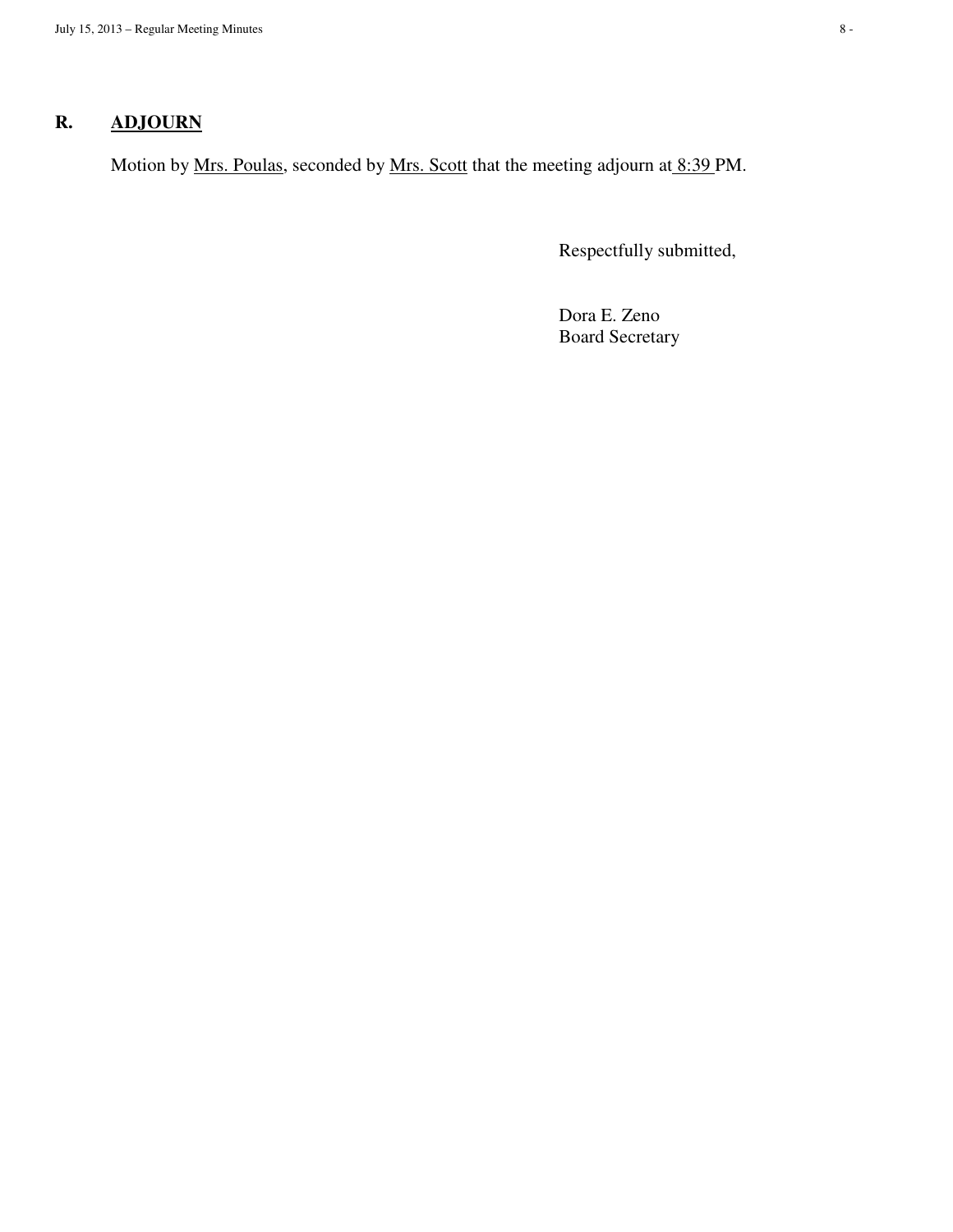## R. ADJOURN

Motion by Mrs. Poulas, seconded by Mrs. Scott that the meeting adjourn at 8:39 PM.

Respectfully submitted,

Dora E. Zeno
Board Secretary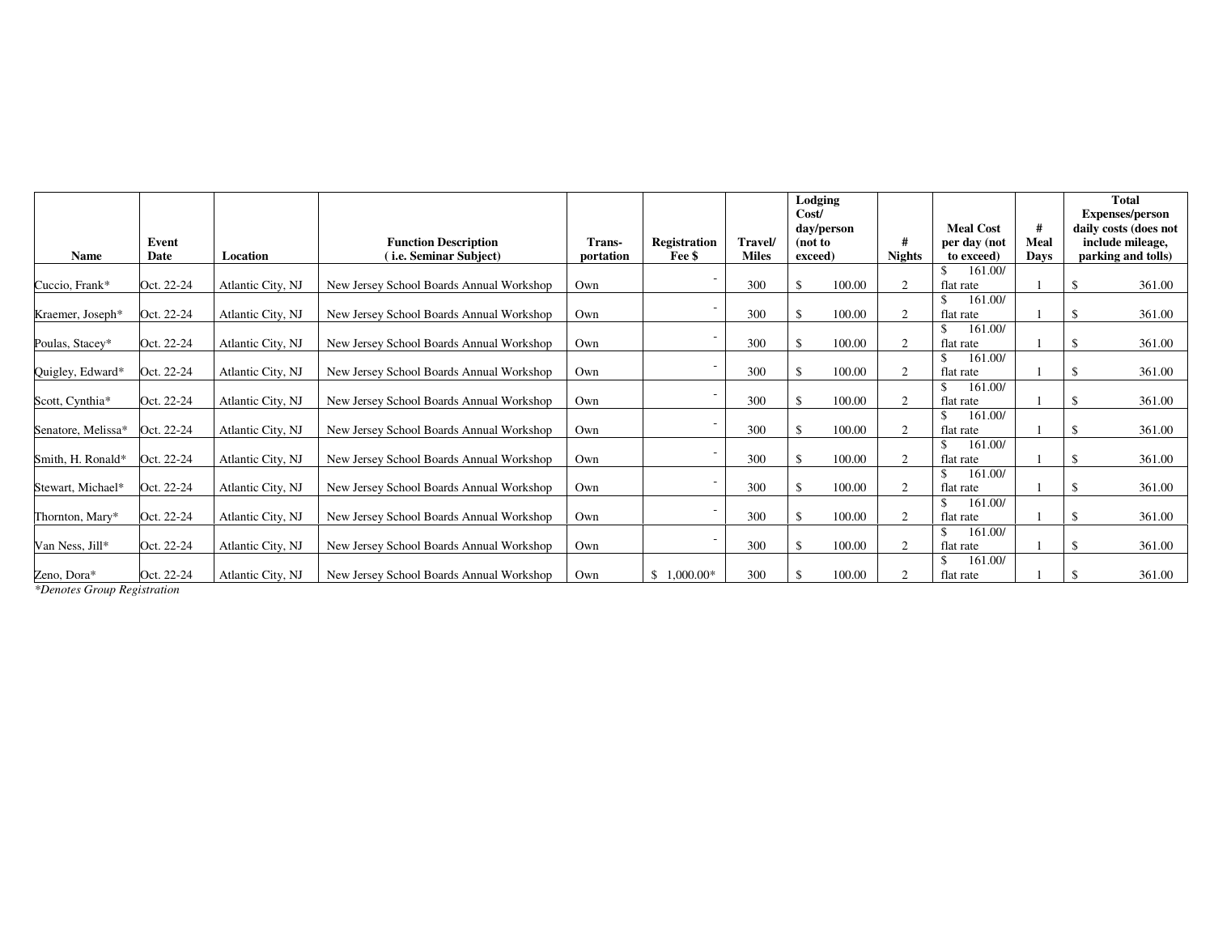| Name | Event Date | Location | Function Description ( i.e. Seminar Subject) | Trans-portation | Registration Fee $ | Travel/ Miles | Lodging Cost/ day/person (not to exceed) | # Nights | Meal Cost per day (not to exceed) | # Meal Days | Total Expenses/person daily costs (does not include mileage, parking and tolls) |
|---|---|---|---|---|---|---|---|---|---|---|---|
| Cuccio, Frank* | Oct. 22-24 | Atlantic City, NJ | New Jersey School Boards Annual Workshop | Own | - | 300 | $ 100.00 | 2 | $ 161.00/ flat rate | 1 | $ 361.00 |
| Kraemer, Joseph* | Oct. 22-24 | Atlantic City, NJ | New Jersey School Boards Annual Workshop | Own | - | 300 | $ 100.00 | 2 | $ 161.00/ flat rate | 1 | $ 361.00 |
| Poulas, Stacey* | Oct. 22-24 | Atlantic City, NJ | New Jersey School Boards Annual Workshop | Own | - | 300 | $ 100.00 | 2 | $ 161.00/ flat rate | 1 | $ 361.00 |
| Quigley, Edward* | Oct. 22-24 | Atlantic City, NJ | New Jersey School Boards Annual Workshop | Own | - | 300 | $ 100.00 | 2 | $ 161.00/ flat rate | 1 | $ 361.00 |
| Scott, Cynthia* | Oct. 22-24 | Atlantic City, NJ | New Jersey School Boards Annual Workshop | Own | - | 300 | $ 100.00 | 2 | $ 161.00/ flat rate | 1 | $ 361.00 |
| Senatore, Melissa* | Oct. 22-24 | Atlantic City, NJ | New Jersey School Boards Annual Workshop | Own | - | 300 | $ 100.00 | 2 | $ 161.00/ flat rate | 1 | $ 361.00 |
| Smith, H. Ronald* | Oct. 22-24 | Atlantic City, NJ | New Jersey School Boards Annual Workshop | Own | - | 300 | $ 100.00 | 2 | $ 161.00/ flat rate | 1 | $ 361.00 |
| Stewart, Michael* | Oct. 22-24 | Atlantic City, NJ | New Jersey School Boards Annual Workshop | Own | - | 300 | $ 100.00 | 2 | $ 161.00/ flat rate | 1 | $ 361.00 |
| Thornton, Mary* | Oct. 22-24 | Atlantic City, NJ | New Jersey School Boards Annual Workshop | Own | - | 300 | $ 100.00 | 2 | $ 161.00/ flat rate | 1 | $ 361.00 |
| Van Ness, Jill* | Oct. 22-24 | Atlantic City, NJ | New Jersey School Boards Annual Workshop | Own | - | 300 | $ 100.00 | 2 | $ 161.00/ flat rate | 1 | $ 361.00 |
| Zeno, Dora* | Oct. 22-24 | Atlantic City, NJ | New Jersey School Boards Annual Workshop | Own | $ 1,000.00* | 300 | $ 100.00 | 2 | $ 161.00/ flat rate | 1 | $ 361.00 |

*\*Denotes Group Registration*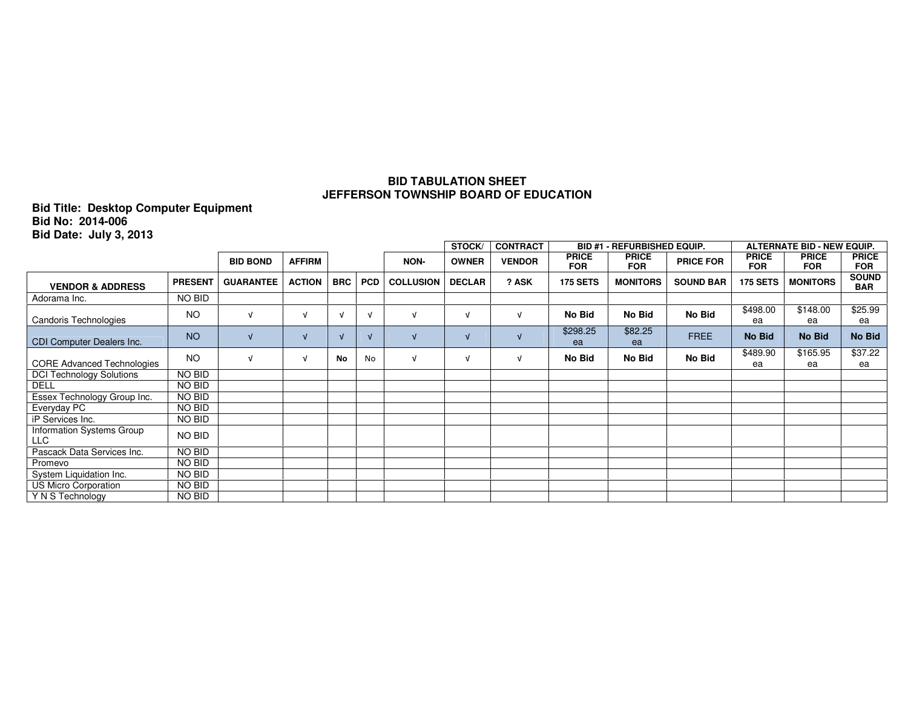# BID TABULATION SHEET
# JEFFERSON TOWNSHIP BOARD OF EDUCATION

**Bid Title: Desktop Computer Equipment**
**Bid No: 2014-006**
**Bid Date: July 3, 2013**

| VENDOR & ADDRESS | PRESENT | BID BOND GUARANTEE | AFFIRM ACTION | BRC | PCD | NON-COLLUSION | STOCK/ OWNER DECLAR | CONTRACT VENDOR ? ASK | BID #1 - REFURBISHED EQUIP. PRICE FOR 175 SETS | BID #1 - REFURBISHED EQUIP. PRICE FOR MONITORS | BID #1 - REFURBISHED EQUIP. PRICE FOR SOUND BAR | ALTERNATE BID - NEW EQUIP. PRICE FOR 175 SETS | ALTERNATE BID - NEW EQUIP. PRICE FOR MONITORS | ALTERNATE BID - NEW EQUIP. PRICE FOR SOUND BAR |
|---|---|---|---|---|---|---|---|---|---|---|---|---|---|---|
| Adorama Inc. | NO BID | | | | | | | | | | | | | |
| Candoris Technologies | NO | √ | √ | √ | √ | √ | √ | √ | **No Bid** | **No Bid** | **No Bid** | $498.00 ea | $148.00 ea | $25.99 ea |
| CDI Computer Dealers Inc. | NO | √ | √ | √ | √ | √ | √ | √ | $298.25 ea | $82.25 ea | FREE | **No Bid** | **No Bid** | **No Bid** |
| CORE Advanced Technologies | NO | √ | √ | **No** | No | √ | √ | √ | **No Bid** | **No Bid** | **No Bid** | $489.90 ea | $165.95 ea | $37.22 ea |
| DCI Technology Solutions | NO BID | | | | | | | | | | | | | |
| DELL | NO BID | | | | | | | | | | | | | |
| Essex Technology Group Inc. | NO BID | | | | | | | | | | | | | |
| Everyday PC | NO BID | | | | | | | | | | | | | |
| iP Services Inc. | NO BID | | | | | | | | | | | | | |
| Information Systems Group LLC | NO BID | | | | | | | | | | | | | |
| Pascack Data Services Inc. | NO BID | | | | | | | | | | | | | |
| Promevo | NO BID | | | | | | | | | | | | | |
| System Liquidation Inc. | NO BID | | | | | | | | | | | | | |
| US Micro Corporation | NO BID | | | | | | | | | | | | | |
| Y N S Technology | NO BID | | | | | | | | | | | | | |